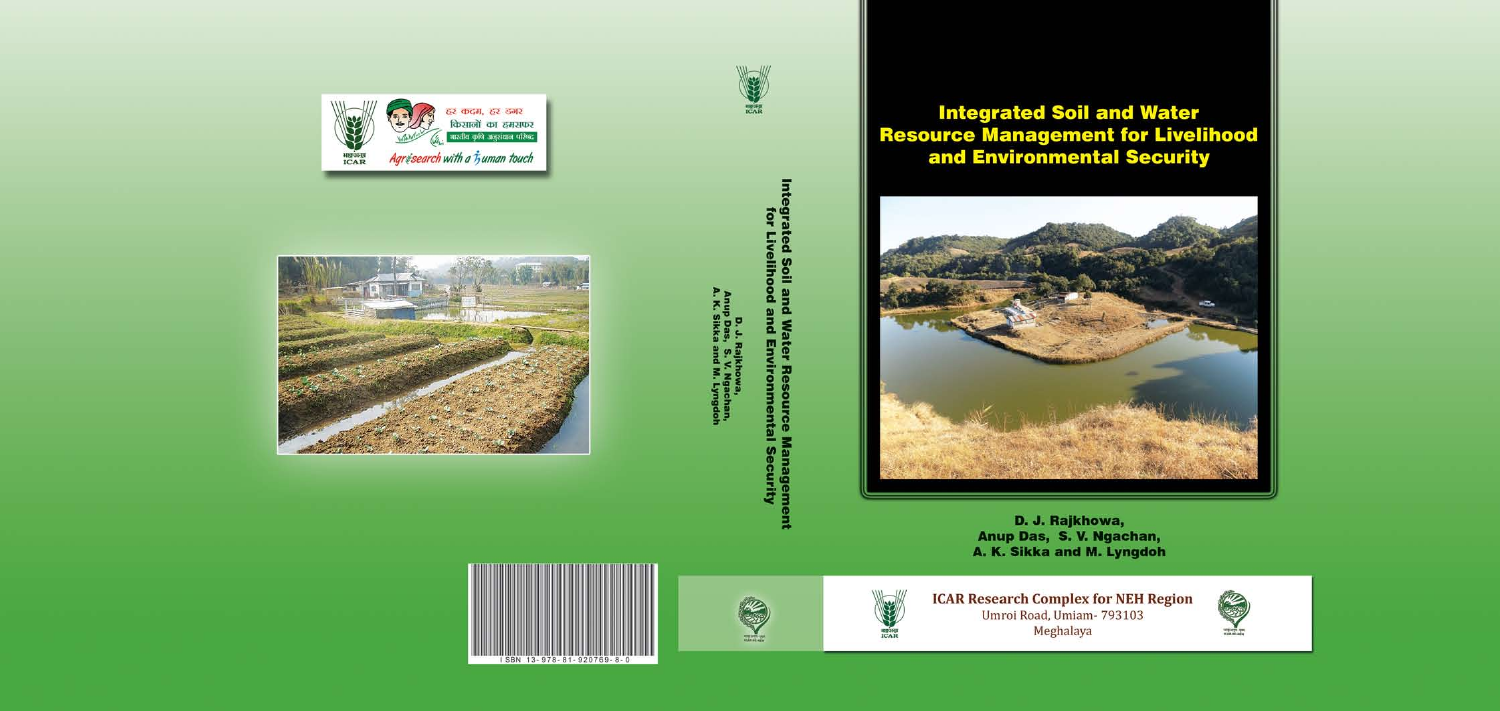हर कदम, हर डगर
किसानों का हमसफर
भारतीय कृषि अनुसंधान परिषद

Agrisearch with a human touch

# Integrated Soil and Water Resource Management for Livelihood and Environmental Security

**D. J. Rajkhowa,**
**Anup Das, S. V. Ngachan,**
**A. K. Sikka and M. Lyngdoh**

**ICAR Research Complex for NEH Region**
Umroi Road, Umiam- 793103
Meghalaya

ISBN 13-978-81-920769-8-0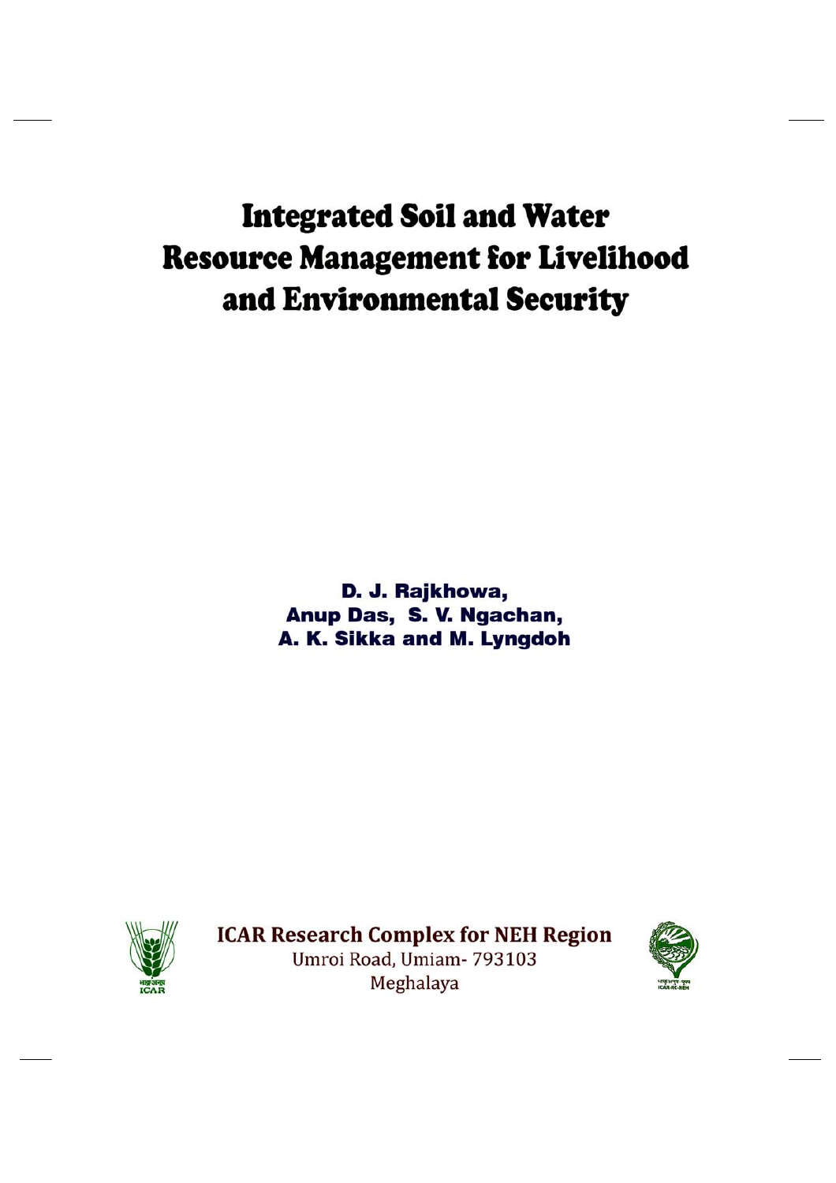# Integrated Soil and Water Resource Management for Livelihood and Environmental Security

**D. J. Rajkhowa,**
**Anup Das, S. V. Ngachan,**
**A. K. Sikka and M. Lyngdoh**

**ICAR Research Complex for NEH Region**
Umroi Road, Umiam- 793103
Meghalaya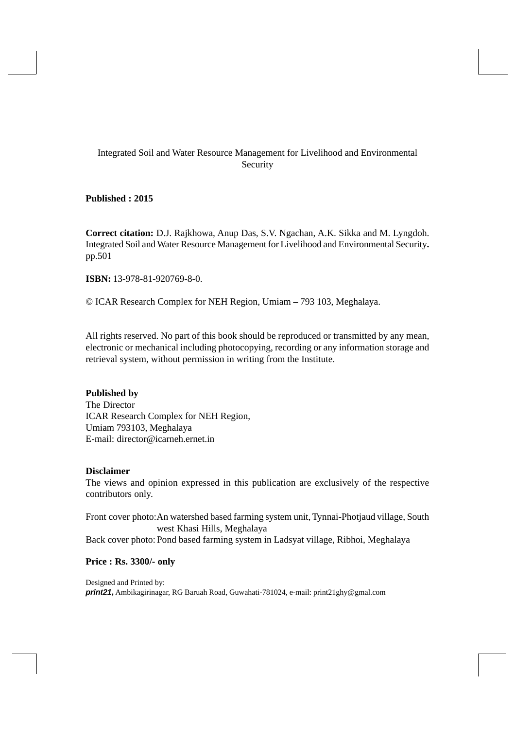Integrated Soil and Water Resource Management for Livelihood and Environmental Security

**Published : 2015**

**Correct citation:** D.J. Rajkhowa, Anup Das, S.V. Ngachan, A.K. Sikka and M. Lyngdoh. Integrated Soil and Water Resource Management for Livelihood and Environmental Security**.** pp.501

**ISBN:** 13-978-81-920769-8-0.

© ICAR Research Complex for NEH Region, Umiam – 793 103, Meghalaya.

All rights reserved. No part of this book should be reproduced or transmitted by any mean, electronic or mechanical including photocopying, recording or any information storage and retrieval system, without permission in writing from the Institute.

**Published by**
The Director
ICAR Research Complex for NEH Region,
Umiam 793103, Meghalaya
E-mail: director@icarneh.ernet.in

**Disclaimer**
The views and opinion expressed in this publication are exclusively of the respective contributors only.

Front cover photo: An watershed based farming system unit, Tynnai-Photjaud village, South west Khasi Hills, Meghalaya
Back cover photo: Pond based farming system in Ladsyat village, Ribhoi, Meghalaya

**Price : Rs. 3300/- only**

Designed and Printed by:
***print21***, Ambikagirinagar, RG Baruah Road, Guwahati-781024, e-mail: print21ghy@gmal.com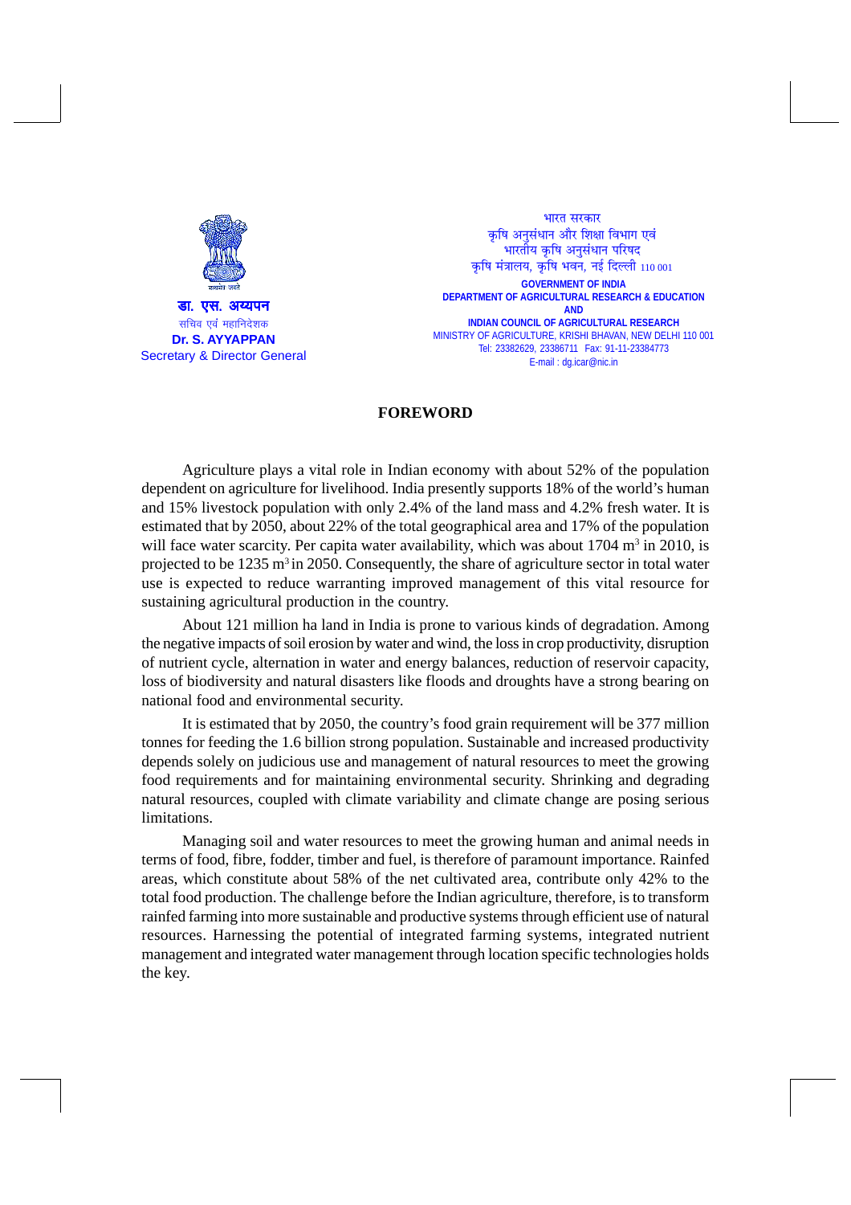सत्यमेव जयते

डा. एस. अय्यपन
सचिव एवं महानिदेशक
**Dr. S. AYYAPPAN**
Secretary & Director General

भारत सरकार
कृषि अनुसंधान और शिक्षा विभाग एवं
भारतीय कृषि अनुसंधान परिषद
कृषि मंत्रालय, कृषि भवन, नई दिल्ली 110 001

**GOVERNMENT OF INDIA**
**DEPARTMENT OF AGRICULTURAL RESEARCH & EDUCATION**
**AND**
**INDIAN COUNCIL OF AGRICULTURAL RESEARCH**
MINISTRY OF AGRICULTURE, KRISHI BHAVAN, NEW DELHI 110 001
Tel: 23382629, 23386711 Fax: 91-11-23384773
E-mail : dg.icar@nic.in

# FOREWORD

Agriculture plays a vital role in Indian economy with about 52% of the population dependent on agriculture for livelihood. India presently supports 18% of the world's human and 15% livestock population with only 2.4% of the land mass and 4.2% fresh water. It is estimated that by 2050, about 22% of the total geographical area and 17% of the population will face water scarcity. Per capita water availability, which was about 1704 $m^3$ in 2010, is projected to be 1235 $m^3$ in 2050. Consequently, the share of agriculture sector in total water use is expected to reduce warranting improved management of this vital resource for sustaining agricultural production in the country.

About 121 million ha land in India is prone to various kinds of degradation. Among the negative impacts of soil erosion by water and wind, the loss in crop productivity, disruption of nutrient cycle, alternation in water and energy balances, reduction of reservoir capacity, loss of biodiversity and natural disasters like floods and droughts have a strong bearing on national food and environmental security.

It is estimated that by 2050, the country's food grain requirement will be 377 million tonnes for feeding the 1.6 billion strong population. Sustainable and increased productivity depends solely on judicious use and management of natural resources to meet the growing food requirements and for maintaining environmental security. Shrinking and degrading natural resources, coupled with climate variability and climate change are posing serious limitations.

Managing soil and water resources to meet the growing human and animal needs in terms of food, fibre, fodder, timber and fuel, is therefore of paramount importance. Rainfed areas, which constitute about 58% of the net cultivated area, contribute only 42% to the total food production. The challenge before the Indian agriculture, therefore, is to transform rainfed farming into more sustainable and productive systems through efficient use of natural resources. Harnessing the potential of integrated farming systems, integrated nutrient management and integrated water management through location specific technologies holds the key.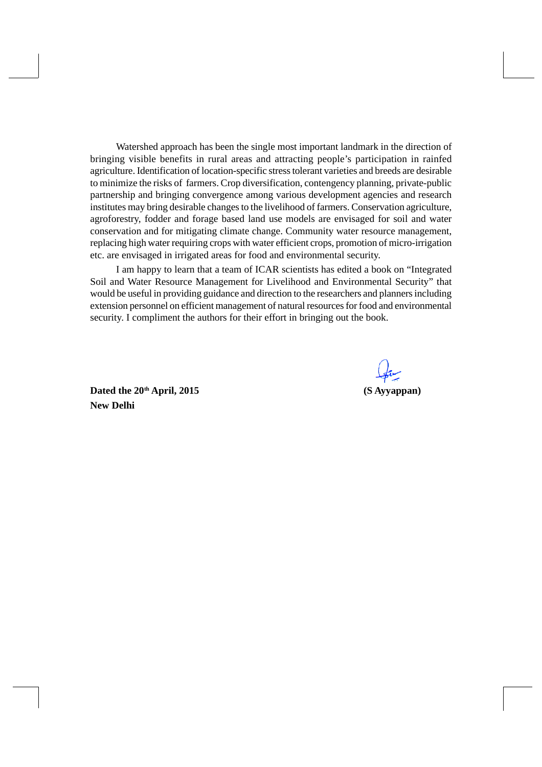Watershed approach has been the single most important landmark in the direction of bringing visible benefits in rural areas and attracting people's participation in rainfed agriculture. Identification of location-specific stress tolerant varieties and breeds are desirable to minimize the risks of farmers. Crop diversification, contengency planning, private-public partnership and bringing convergence among various development agencies and research institutes may bring desirable changes to the livelihood of farmers. Conservation agriculture, agroforestry, fodder and forage based land use models are envisaged for soil and water conservation and for mitigating climate change. Community water resource management, replacing high water requiring crops with water efficient crops, promotion of micro-irrigation etc. are envisaged in irrigated areas for food and environmental security.

I am happy to learn that a team of ICAR scientists has edited a book on "Integrated Soil and Water Resource Management for Livelihood and Environmental Security" that would be useful in providing guidance and direction to the researchers and planners including extension personnel on efficient management of natural resources for food and environmental security. I compliment the authors for their effort in bringing out the book.

**Dated the 20th April, 2015**
**New Delhi**

**(S Ayyappan)**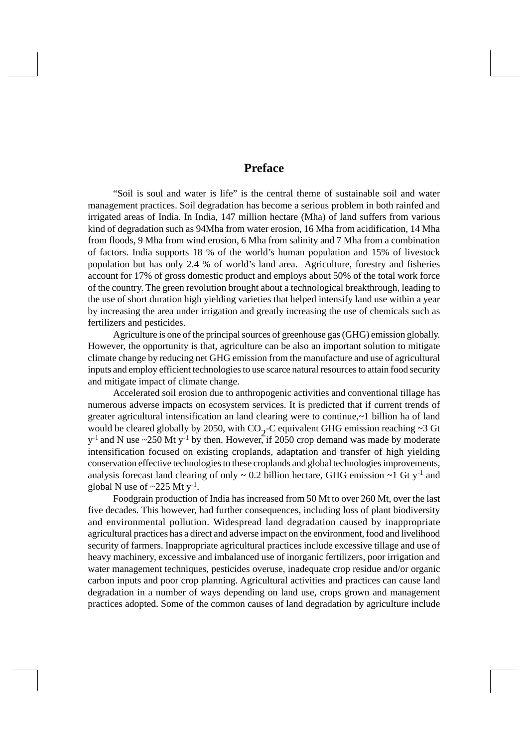# Preface

"Soil is soul and water is life" is the central theme of sustainable soil and water management practices. Soil degradation has become a serious problem in both rainfed and irrigated areas of India. In India, 147 million hectare (Mha) of land suffers from various kind of degradation such as 94Mha from water erosion, 16 Mha from acidification, 14 Mha from floods, 9 Mha from wind erosion, 6 Mha from salinity and 7 Mha from a combination of factors. India supports 18 % of the world's human population and 15% of livestock population but has only 2.4 % of world's land area. Agriculture, forestry and fisheries account for 17% of gross domestic product and employs about 50% of the total work force of the country. The green revolution brought about a technological breakthrough, leading to the use of short duration high yielding varieties that helped intensify land use within a year by increasing the area under irrigation and greatly increasing the use of chemicals such as fertilizers and pesticides.

Agriculture is one of the principal sources of greenhouse gas (GHG) emission globally. However, the opportunity is that, agriculture can be also an important solution to mitigate climate change by reducing net GHG emission from the manufacture and use of agricultural inputs and employ efficient technologies to use scarce natural resources to attain food security and mitigate impact of climate change.

Accelerated soil erosion due to anthropogenic activities and conventional tillage has numerous adverse impacts on ecosystem services. It is predicted that if current trends of greater agricultural intensification an land clearing were to continue,~1 billion ha of land would be cleared globally by 2050, with $CO_2$-C equivalent GHG emission reaching ~3 Gt $y^{-1}$ and N use ~250 Mt $y^{-1}$ by then. However, if 2050 crop demand was made by moderate intensification focused on existing croplands, adaptation and transfer of high yielding conservation effective technologies to these croplands and global technologies improvements, analysis forecast land clearing of only ~ 0.2 billion hectare, GHG emission ~1 Gt $y^{-1}$ and global N use of ~225 Mt $y^{-1}$.

Foodgrain production of India has increased from 50 Mt to over 260 Mt, over the last five decades. This however, had further consequences, including loss of plant biodiversity and environmental pollution. Widespread land degradation caused by inappropriate agricultural practices has a direct and adverse impact on the environment, food and livelihood security of farmers. Inappropriate agricultural practices include excessive tillage and use of heavy machinery, excessive and imbalanced use of inorganic fertilizers, poor irrigation and water management techniques, pesticides overuse, inadequate crop residue and/or organic carbon inputs and poor crop planning. Agricultural activities and practices can cause land degradation in a number of ways depending on land use, crops grown and management practices adopted. Some of the common causes of land degradation by agriculture include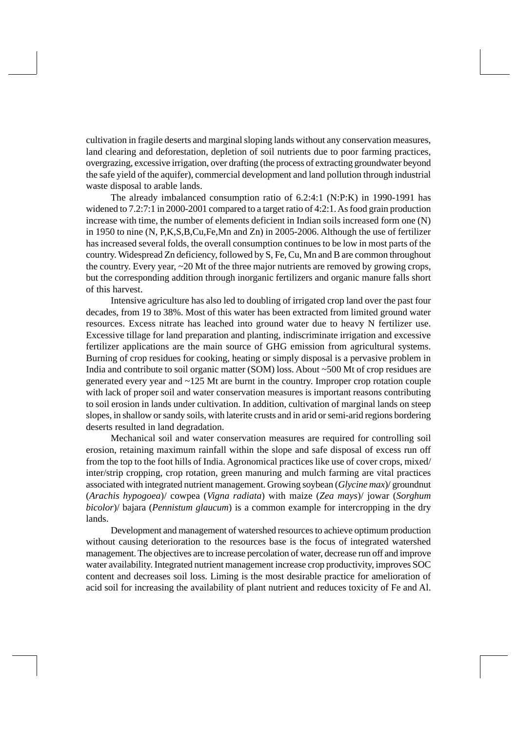cultivation in fragile deserts and marginal sloping lands without any conservation measures, land clearing and deforestation, depletion of soil nutrients due to poor farming practices, overgrazing, excessive irrigation, over drafting (the process of extracting groundwater beyond the safe yield of the aquifer), commercial development and land pollution through industrial waste disposal to arable lands.

The already imbalanced consumption ratio of 6.2:4:1 (N:P:K) in 1990-1991 has widened to 7.2:7:1 in 2000-2001 compared to a target ratio of 4:2:1. As food grain production increase with time, the number of elements deficient in Indian soils increased form one (N) in 1950 to nine (N, P,K,S,B,Cu,Fe,Mn and Zn) in 2005-2006. Although the use of fertilizer has increased several folds, the overall consumption continues to be low in most parts of the country. Widespread Zn deficiency, followed by S, Fe, Cu, Mn and B are common throughout the country. Every year, ~20 Mt of the three major nutrients are removed by growing crops, but the corresponding addition through inorganic fertilizers and organic manure falls short of this harvest.

Intensive agriculture has also led to doubling of irrigated crop land over the past four decades, from 19 to 38%. Most of this water has been extracted from limited ground water resources. Excess nitrate has leached into ground water due to heavy N fertilizer use. Excessive tillage for land preparation and planting, indiscriminate irrigation and excessive fertilizer applications are the main source of GHG emission from agricultural systems. Burning of crop residues for cooking, heating or simply disposal is a pervasive problem in India and contribute to soil organic matter (SOM) loss. About ~500 Mt of crop residues are generated every year and ~125 Mt are burnt in the country. Improper crop rotation couple with lack of proper soil and water conservation measures is important reasons contributing to soil erosion in lands under cultivation. In addition, cultivation of marginal lands on steep slopes, in shallow or sandy soils, with laterite crusts and in arid or semi-arid regions bordering deserts resulted in land degradation.

Mechanical soil and water conservation measures are required for controlling soil erosion, retaining maximum rainfall within the slope and safe disposal of excess run off from the top to the foot hills of India. Agronomical practices like use of cover crops, mixed/ inter/strip cropping, crop rotation, green manuring and mulch farming are vital practices associated with integrated nutrient management. Growing soybean (*Glycine max*)/ groundnut (*Arachis hypogoea*)/ cowpea (*Vigna radiata*) with maize (*Zea mays*)/ jowar (*Sorghum bicolor*)/ bajara (*Pennistum glaucum*) is a common example for intercropping in the dry lands.

Development and management of watershed resources to achieve optimum production without causing deterioration to the resources base is the focus of integrated watershed management. The objectives are to increase percolation of water, decrease run off and improve water availability. Integrated nutrient management increase crop productivity, improves SOC content and decreases soil loss. Liming is the most desirable practice for amelioration of acid soil for increasing the availability of plant nutrient and reduces toxicity of Fe and Al.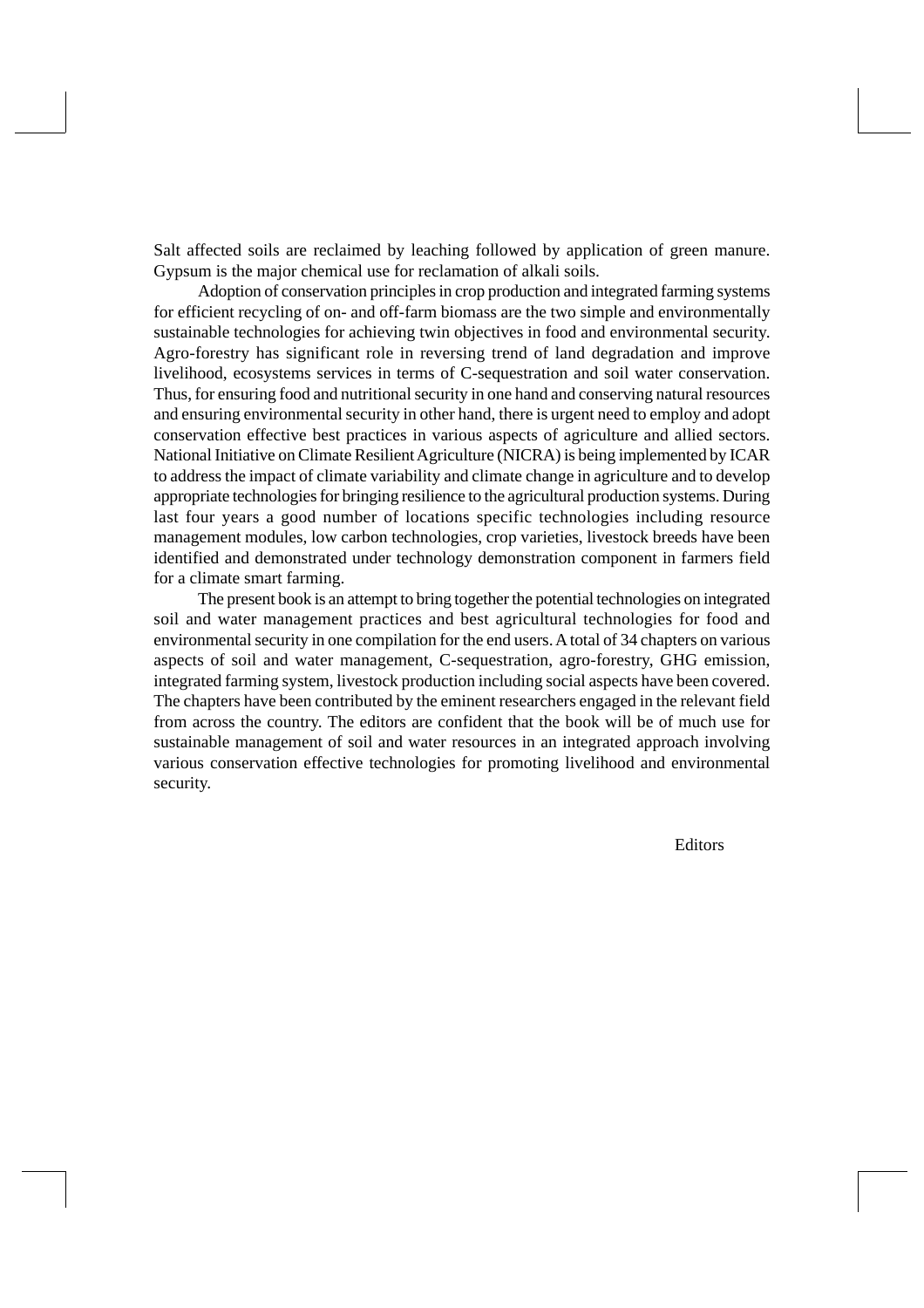Salt affected soils are reclaimed by leaching followed by application of green manure. Gypsum is the major chemical use for reclamation of alkali soils.

Adoption of conservation principles in crop production and integrated farming systems for efficient recycling of on- and off-farm biomass are the two simple and environmentally sustainable technologies for achieving twin objectives in food and environmental security. Agro-forestry has significant role in reversing trend of land degradation and improve livelihood, ecosystems services in terms of C-sequestration and soil water conservation. Thus, for ensuring food and nutritional security in one hand and conserving natural resources and ensuring environmental security in other hand, there is urgent need to employ and adopt conservation effective best practices in various aspects of agriculture and allied sectors. National Initiative on Climate Resilient Agriculture (NICRA) is being implemented by ICAR to address the impact of climate variability and climate change in agriculture and to develop appropriate technologies for bringing resilience to the agricultural production systems. During last four years a good number of locations specific technologies including resource management modules, low carbon technologies, crop varieties, livestock breeds have been identified and demonstrated under technology demonstration component in farmers field for a climate smart farming.

The present book is an attempt to bring together the potential technologies on integrated soil and water management practices and best agricultural technologies for food and environmental security in one compilation for the end users. A total of 34 chapters on various aspects of soil and water management, C-sequestration, agro-forestry, GHG emission, integrated farming system, livestock production including social aspects have been covered. The chapters have been contributed by the eminent researchers engaged in the relevant field from across the country. The editors are confident that the book will be of much use for sustainable management of soil and water resources in an integrated approach involving various conservation effective technologies for promoting livelihood and environmental security.

Editors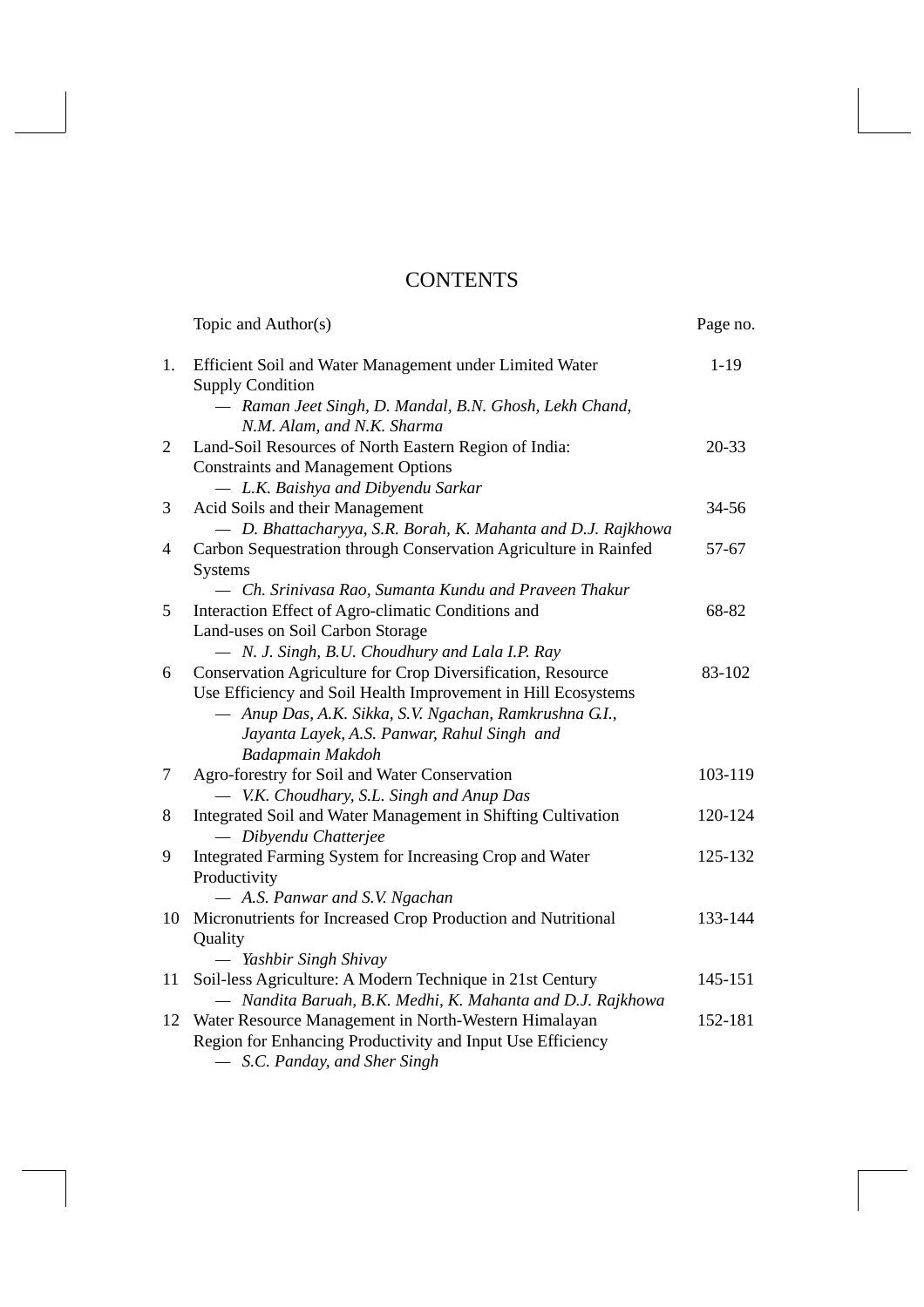# CONTENTS

| | Topic and Author(s) | Page no. |
|---|---|---|
| 1. | Efficient Soil and Water Management under Limited Water Supply Condition<br>— *Raman Jeet Singh, D. Mandal, B.N. Ghosh, Lekh Chand, N.M. Alam, and N.K. Sharma* | 1-19 |
| 2 | Land-Soil Resources of North Eastern Region of India: Constraints and Management Options<br>— *L.K. Baishya and Dibyendu Sarkar* | 20-33 |
| 3 | Acid Soils and their Management<br>— *D. Bhattacharyya, S.R. Borah, K. Mahanta and D.J. Rajkhowa* | 34-56 |
| 4 | Carbon Sequestration through Conservation Agriculture in Rainfed Systems<br>— *Ch. Srinivasa Rao, Sumanta Kundu and Praveen Thakur* | 57-67 |
| 5 | Interaction Effect of Agro-climatic Conditions and Land-uses on Soil Carbon Storage<br>— *N. J. Singh, B.U. Choudhury and Lala I.P. Ray* | 68-82 |
| 6 | Conservation Agriculture for Crop Diversification, Resource Use Efficiency and Soil Health Improvement in Hill Ecosystems<br>— *Anup Das, A.K. Sikka, S.V. Ngachan, Ramkrushna G.I., Jayanta Layek, A.S. Panwar, Rahul Singh and Badapmain Makdoh* | 83-102 |
| 7 | Agro-forestry for Soil and Water Conservation<br>— *V.K. Choudhary, S.L. Singh and Anup Das* | 103-119 |
| 8 | Integrated Soil and Water Management in Shifting Cultivation<br>— *Dibyendu Chatterjee* | 120-124 |
| 9 | Integrated Farming System for Increasing Crop and Water Productivity<br>— *A.S. Panwar and S.V. Ngachan* | 125-132 |
| 10 | Micronutrients for Increased Crop Production and Nutritional Quality<br>— *Yashbir Singh Shivay* | 133-144 |
| 11 | Soil-less Agriculture: A Modern Technique in 21st Century<br>— *Nandita Baruah, B.K. Medhi, K. Mahanta and D.J. Rajkhowa* | 145-151 |
| 12 | Water Resource Management in North-Western Himalayan Region for Enhancing Productivity and Input Use Efficiency<br>— *S.C. Panday, and Sher Singh* | 152-181 |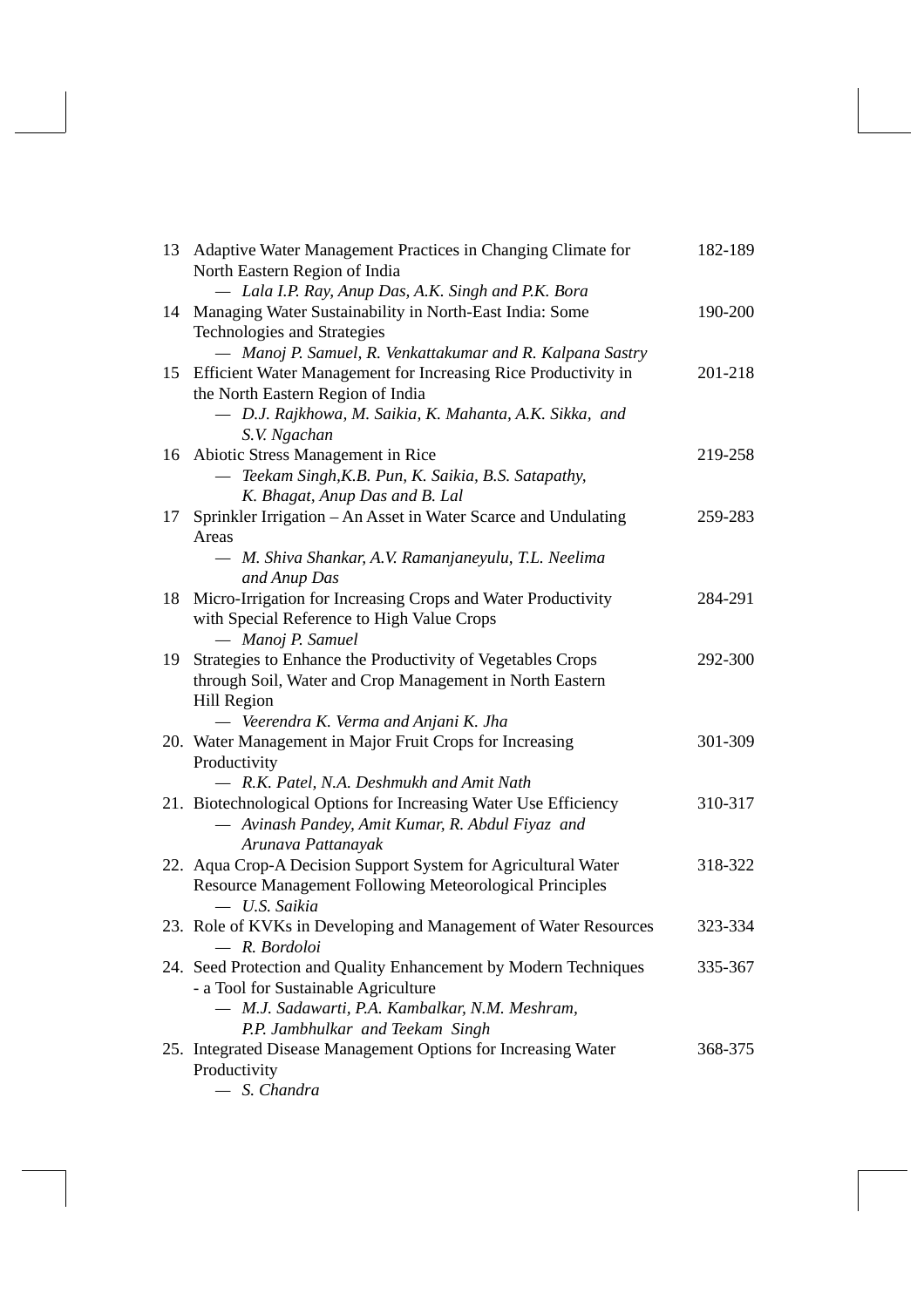| | | |
|---|---|---|
| 13 | Adaptive Water Management Practices in Changing Climate for North Eastern Region of India<br>— *Lala I.P. Ray, Anup Das, A.K. Singh and P.K. Bora* | 182-189 |
| 14 | Managing Water Sustainability in North-East India: Some Technologies and Strategies<br>— *Manoj P. Samuel, R. Venkattakumar and R. Kalpana Sastry* | 190-200 |
| 15 | Efficient Water Management for Increasing Rice Productivity in the North Eastern Region of India<br>— *D.J. Rajkhowa, M. Saikia, K. Mahanta, A.K. Sikka, and S.V. Ngachan* | 201-218 |
| 16 | Abiotic Stress Management in Rice<br>— *Teekam Singh,K.B. Pun, K. Saikia, B.S. Satapathy, K. Bhagat, Anup Das and B. Lal* | 219-258 |
| 17 | Sprinkler Irrigation – An Asset in Water Scarce and Undulating Areas<br>— *M. Shiva Shankar, A.V. Ramanjaneyulu, T.L. Neelima and Anup Das* | 259-283 |
| 18 | Micro-Irrigation for Increasing Crops and Water Productivity with Special Reference to High Value Crops<br>— *Manoj P. Samuel* | 284-291 |
| 19 | Strategies to Enhance the Productivity of Vegetables Crops through Soil, Water and Crop Management in North Eastern Hill Region<br>— *Veerendra K. Verma and Anjani K. Jha* | 292-300 |
| 20. | Water Management in Major Fruit Crops for Increasing Productivity<br>— *R.K. Patel, N.A. Deshmukh and Amit Nath* | 301-309 |
| 21. | Biotechnological Options for Increasing Water Use Efficiency<br>— *Avinash Pandey, Amit Kumar, R. Abdul Fiyaz and Arunava Pattanayak* | 310-317 |
| 22. | Aqua Crop-A Decision Support System for Agricultural Water Resource Management Following Meteorological Principles<br>— *U.S. Saikia* | 318-322 |
| 23. | Role of KVKs in Developing and Management of Water Resources<br>— *R. Bordoloi* | 323-334 |
| 24. | Seed Protection and Quality Enhancement by Modern Techniques - a Tool for Sustainable Agriculture<br>— *M.J. Sadawarti, P.A. Kambalkar, N.M. Meshram, P.P. Jambhulkar and Teekam Singh* | 335-367 |
| 25. | Integrated Disease Management Options for Increasing Water Productivity<br>— *S. Chandra* | 368-375 |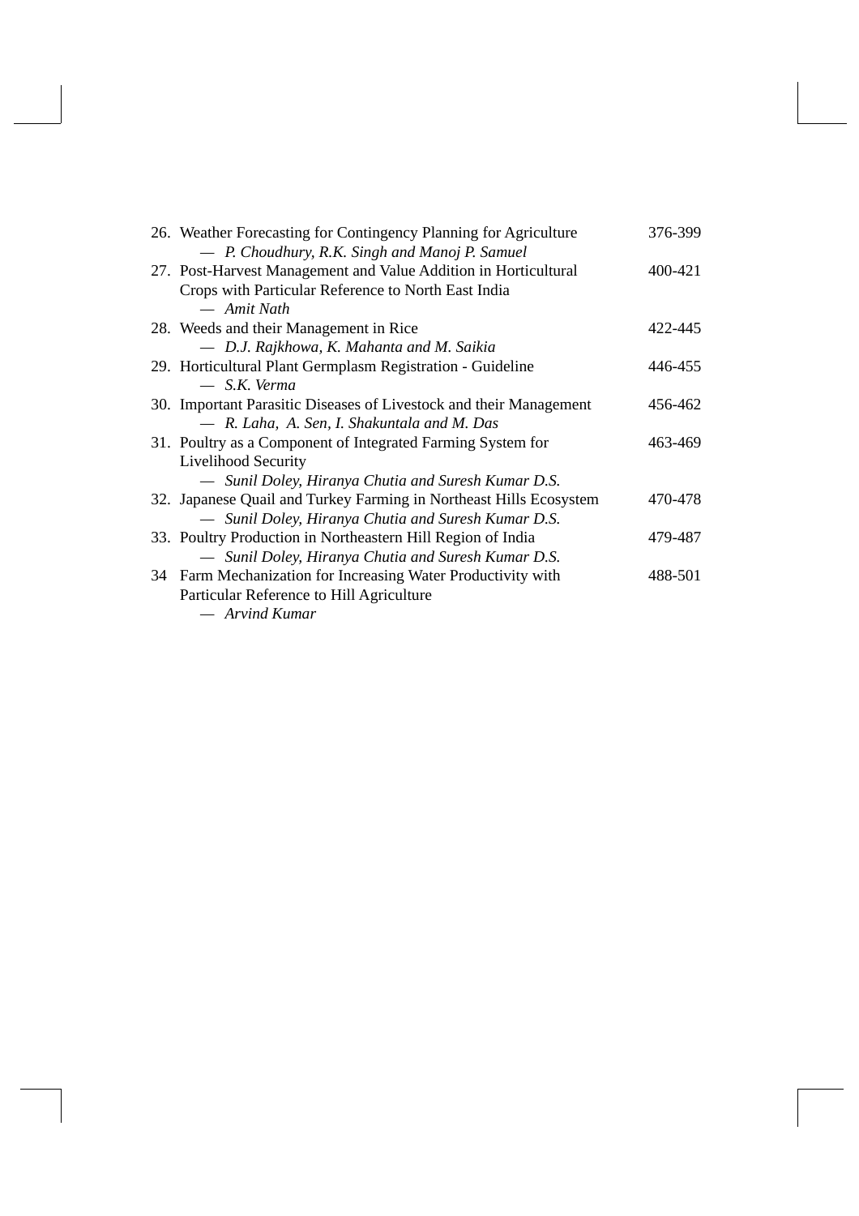26. Weather Forecasting for Contingency Planning for Agriculture — 376-399
    — *P. Choudhury, R.K. Singh and Manoj P. Samuel*
27. Post-Harvest Management and Value Addition in Horticultural Crops with Particular Reference to North East India — 400-421
    — *Amit Nath*
28. Weeds and their Management in Rice — 422-445
    — *D.J. Rajkhowa, K. Mahanta and M. Saikia*
29. Horticultural Plant Germplasm Registration - Guideline — 446-455
    — *S.K. Verma*
30. Important Parasitic Diseases of Livestock and their Management — 456-462
    — *R. Laha, A. Sen, I. Shakuntala and M. Das*
31. Poultry as a Component of Integrated Farming System for Livelihood Security — 463-469
    — *Sunil Doley, Hiranya Chutia and Suresh Kumar D.S.*
32. Japanese Quail and Turkey Farming in Northeast Hills Ecosystem — 470-478
    — *Sunil Doley, Hiranya Chutia and Suresh Kumar D.S.*
33. Poultry Production in Northeastern Hill Region of India — 479-487
    — *Sunil Doley, Hiranya Chutia and Suresh Kumar D.S.*
34 Farm Mechanization for Increasing Water Productivity with Particular Reference to Hill Agriculture — 488-501
    — *Arvind Kumar*